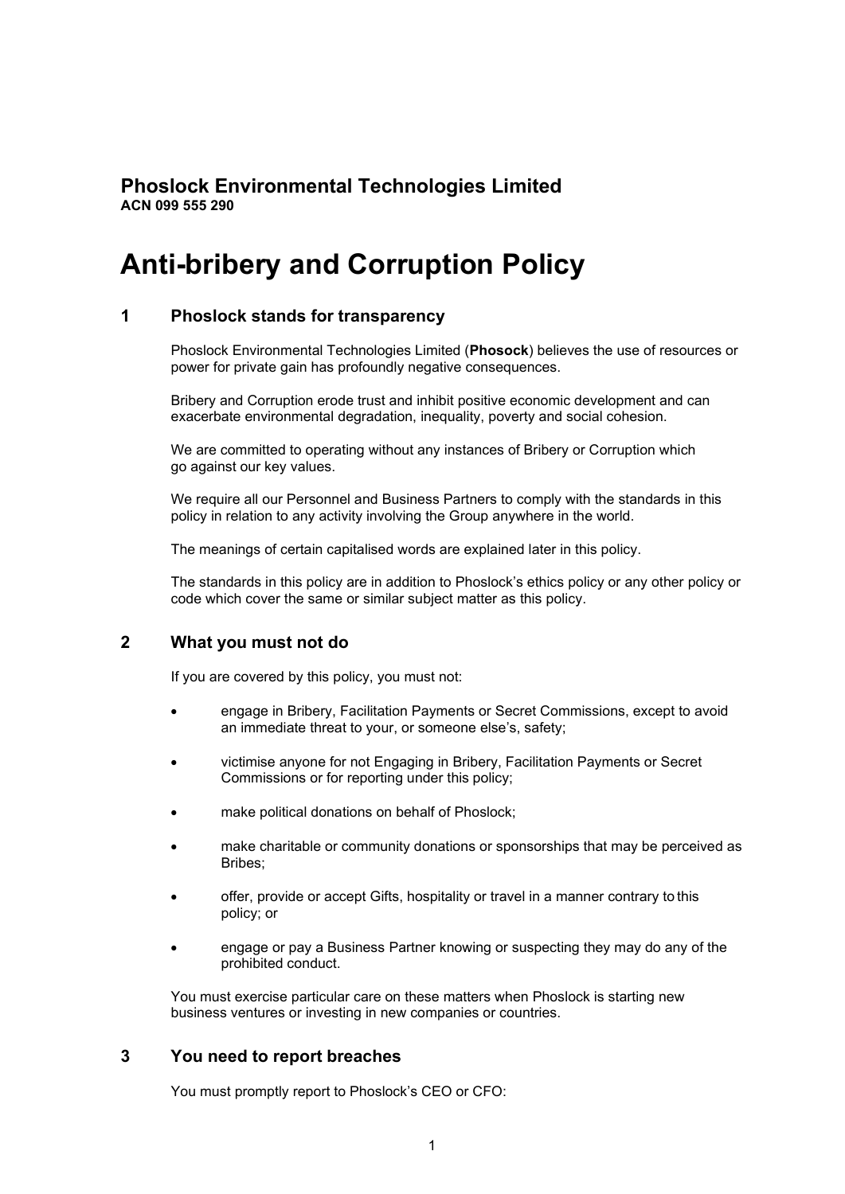# Phoslock Environmental Technologies Limited

**ACN 099 555 290**

# Anti-bribery and Corruption Policy

## 1 Phoslock stands for transparency

Phoslock Environmental Technologies Limited (**Phosock**) believes the use of resources or power for private gain has profoundly negative consequences.

Bribery and Corruption erode trust and inhibit positive economic development and can exacerbate environmental degradation, inequality, poverty and social cohesion.

We are committed to operating without any instances of Bribery or Corruption which go against our key values.

We require all our Personnel and Business Partners to comply with the standards in this policy in relation to any activity involving the Group anywhere in the world.

The meanings of certain capitalised words are explained later in this policy.

The standards in this policy are in addition to Phoslock's ethics policy or any other policy or code which cover the same or similar subject matter as this policy.

## 2 What you must not do

If you are covered by this policy, you must not:

- engage in Bribery, Facilitation Payments or Secret Commissions, except to avoid an immediate threat to your, or someone else's, safety;
- victimise anyone for not Engaging in Bribery, Facilitation Payments or Secret Commissions or for reporting under this policy;
- make political donations on behalf of Phoslock;
- make charitable or community donations or sponsorships that may be perceived as Bribes;
- offer, provide or accept Gifts, hospitality or travel in a manner contrary to this policy; or
- engage or pay a Business Partner knowing or suspecting they may do any of the prohibited conduct.

You must exercise particular care on these matters when Phoslock is starting new business ventures or investing in new companies or countries.

## 3 You need to report breaches

You must promptly report to Phoslock's CEO or CFO: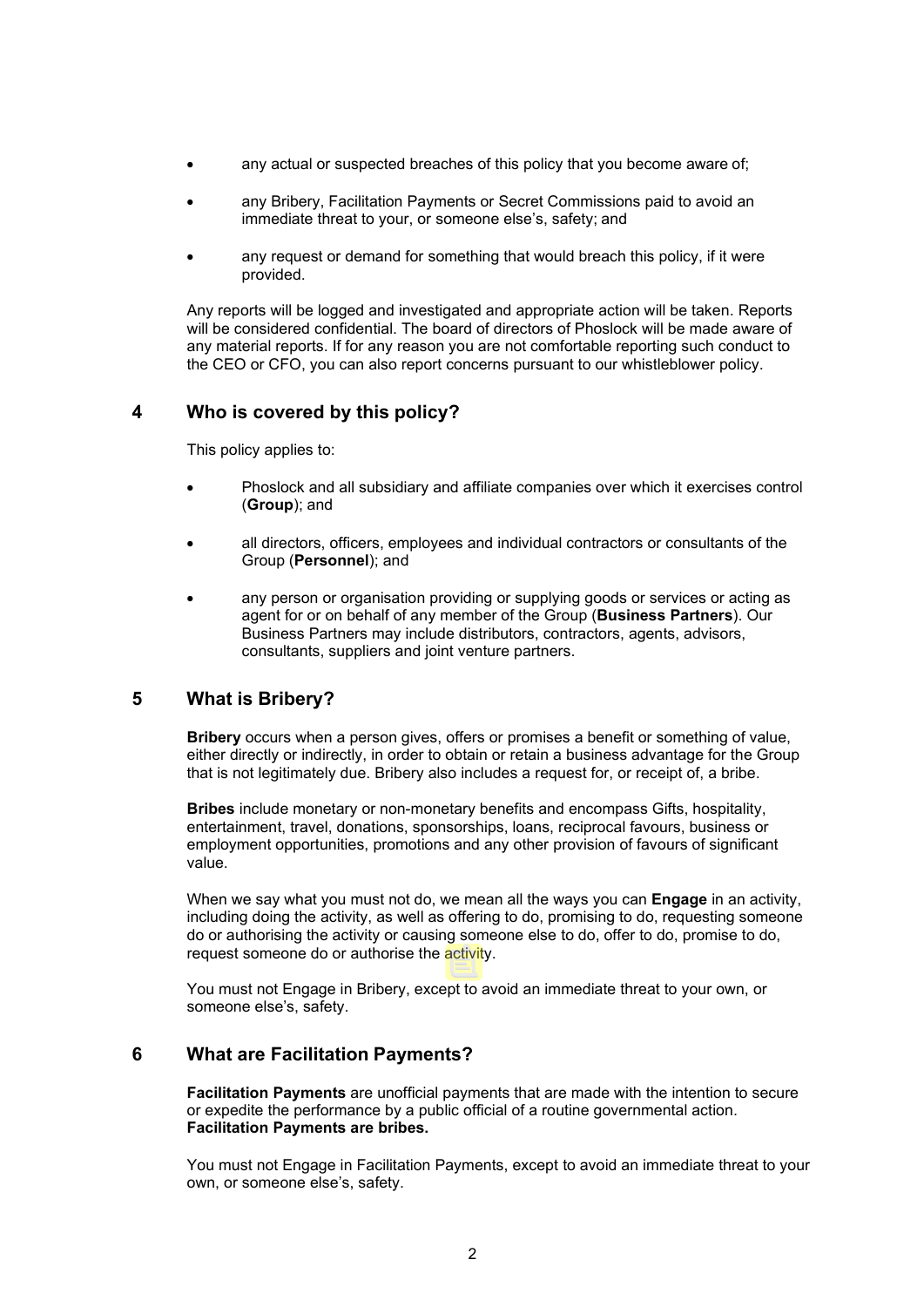- any actual or suspected breaches of this policy that you become aware of;
- any Bribery, Facilitation Payments or Secret Commissions paid to avoid an immediate threat to your, or someone else's, safety; and
- any request or demand for something that would breach this policy, if it were provided.

Any reports will be logged and investigated and appropriate action will be taken. Reports will be considered confidential. The board of directors of Phoslock will be made aware of any material reports. If for any reason you are not comfortable reporting such conduct to the CEO or CFO, you can also report concerns pursuant to our whistleblower policy.

## 4 Who is covered by this policy?

This policy applies to:

- Phoslock and all subsidiary and affiliate companies over which it exercises control (**Group**); and
- all directors, officers, employees and individual contractors or consultants of the Group (**Personnel**); and
- any person or organisation providing or supplying goods or services or acting as agent for or on behalf of any member of the Group (**Business Partners**). Our Business Partners may include distributors, contractors, agents, advisors, consultants, suppliers and joint venture partners.

## 5 What is Bribery?

**Bribery** occurs when a person gives, offers or promises a benefit or something of value, either directly or indirectly, in order to obtain or retain a business advantage for the Group that is not legitimately due. Bribery also includes a request for, or receipt of, a bribe.

**Bribes** include monetary or non-monetary benefits and encompass Gifts, hospitality, entertainment, travel, donations, sponsorships, loans, reciprocal favours, business or employment opportunities, promotions and any other provision of favours of significant value.

When we say what you must not do, we mean all the ways you can **Engage** in an activity, including doing the activity, as well as offering to do, promising to do, requesting someone do or authorising the activity or causing someone else to do, offer to do, promise to do, request someone do or authorise the activity.

You must not Engage in Bribery, except to avoid an immediate threat to your own, or someone else's, safety.

## 6 What are Facilitation Payments?

**Facilitation Payments** are unofficial payments that are made with the intention to secure or expedite the performance by a public official of a routine governmental action. **Facilitation Payments are bribes.**

You must not Engage in Facilitation Payments, except to avoid an immediate threat to your own, or someone else's, safety.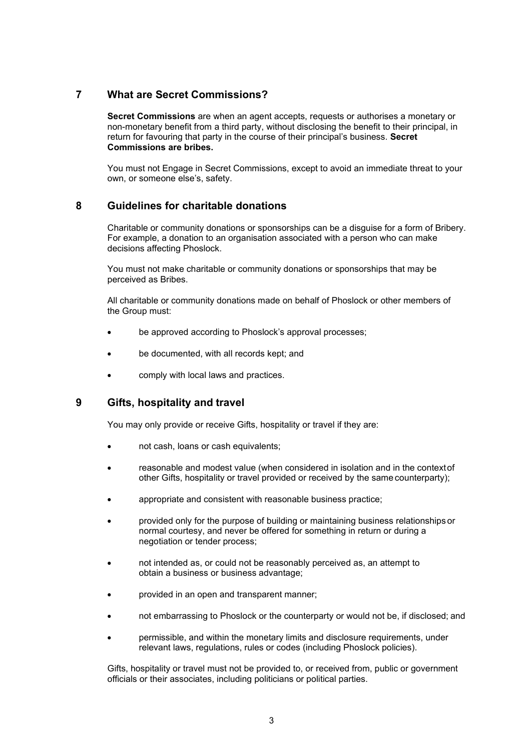## 7 What are Secret Commissions?

**Secret Commissions** are when an agent accepts, requests or authorises a monetary or non-monetary benefit from a third party, without disclosing the benefit to their principal, in return for favouring that party in the course of their principal's business. **Secret Commissions are bribes.**

You must not Engage in Secret Commissions, except to avoid an immediate threat to your own, or someone else's, safety.

## 8 Guidelines for charitable donations

Charitable or community donations or sponsorships can be a disguise for a form of Bribery. For example, a donation to an organisation associated with a person who can make decisions affecting Phoslock.

You must not make charitable or community donations or sponsorships that may be perceived as Bribes.

All charitable or community donations made on behalf of Phoslock or other members of the Group must:

- be approved according to Phoslock's approval processes;
- be documented, with all records kept; and
- comply with local laws and practices.

## 9 Gifts, hospitality and travel

You may only provide or receive Gifts, hospitality or travel if they are:

- not cash, loans or cash equivalents;
- reasonable and modest value (when considered in isolation and in the context of other Gifts, hospitality or travel provided or received by the same counterparty);
- appropriate and consistent with reasonable business practice;
- provided only for the purpose of building or maintaining business relationships or normal courtesy, and never be offered for something in return or during a negotiation or tender process;
- not intended as, or could not be reasonably perceived as, an attempt to obtain a business or business advantage;
- provided in an open and transparent manner;
- not embarrassing to Phoslock or the counterparty or would not be, if disclosed; and
- permissible, and within the monetary limits and disclosure requirements, under relevant laws, regulations, rules or codes (including Phoslock policies).

Gifts, hospitality or travel must not be provided to, or received from, public or government officials or their associates, including politicians or political parties.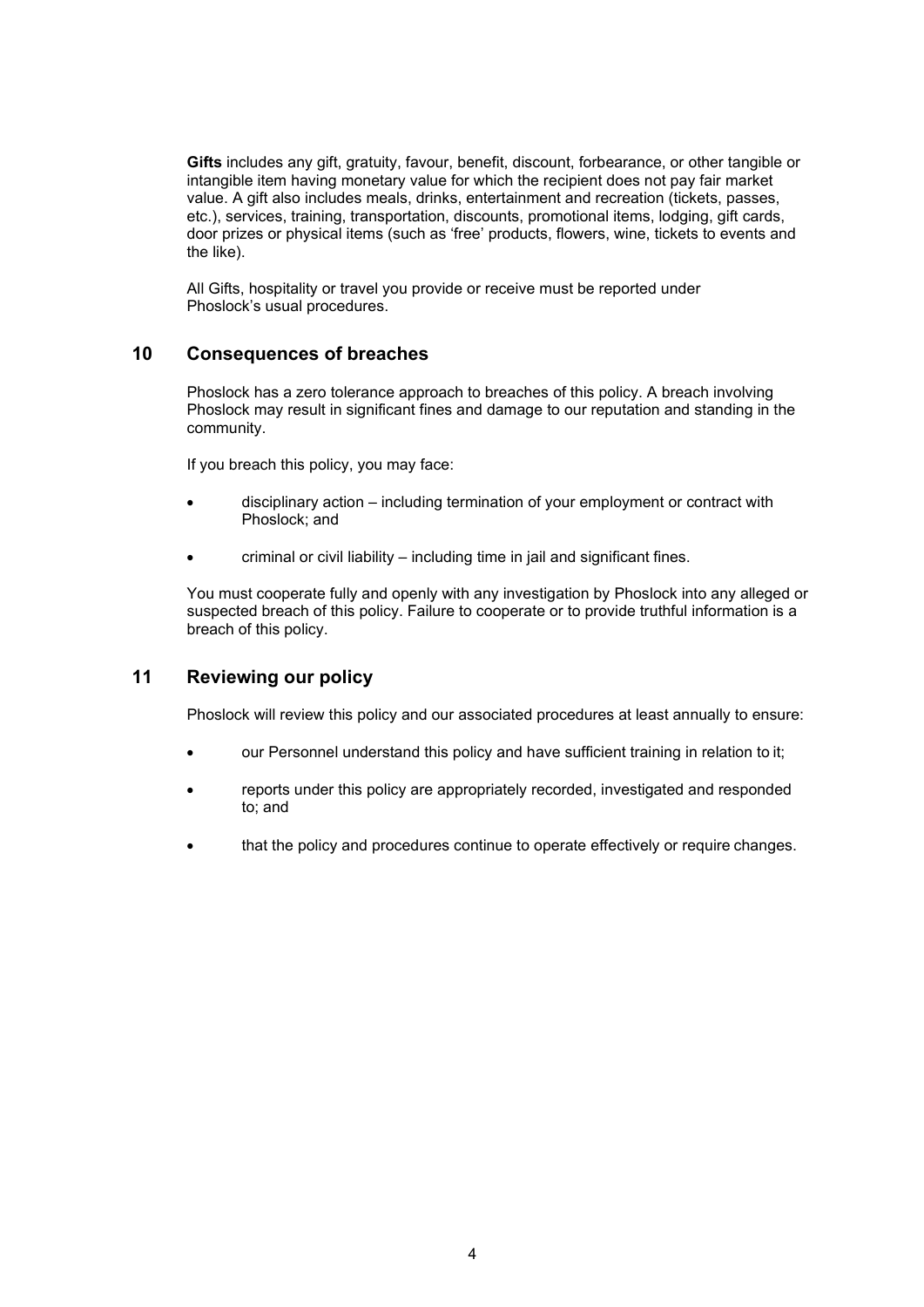**Gifts** includes any gift, gratuity, favour, benefit, discount, forbearance, or other tangible or intangible item having monetary value for which the recipient does not pay fair market value. A gift also includes meals, drinks, entertainment and recreation (tickets, passes, etc.), services, training, transportation, discounts, promotional items, lodging, gift cards, door prizes or physical items (such as 'free' products, flowers, wine, tickets to events and the like).

All Gifts, hospitality or travel you provide or receive must be reported under Phoslock's usual procedures.

## 10 Consequences of breaches

Phoslock has a zero tolerance approach to breaches of this policy. A breach involving Phoslock may result in significant fines and damage to our reputation and standing in the community.

If you breach this policy, you may face:

- disciplinary action – including termination of your employment or contract with Phoslock; and
- criminal or civil liability – including time in jail and significant fines.

You must cooperate fully and openly with any investigation by Phoslock into any alleged or suspected breach of this policy. Failure to cooperate or to provide truthful information is a breach of this policy.

## 11 Reviewing our policy

Phoslock will review this policy and our associated procedures at least annually to ensure:

- our Personnel understand this policy and have sufficient training in relation to it;
- reports under this policy are appropriately recorded, investigated and responded to; and
- that the policy and procedures continue to operate effectively or require changes.